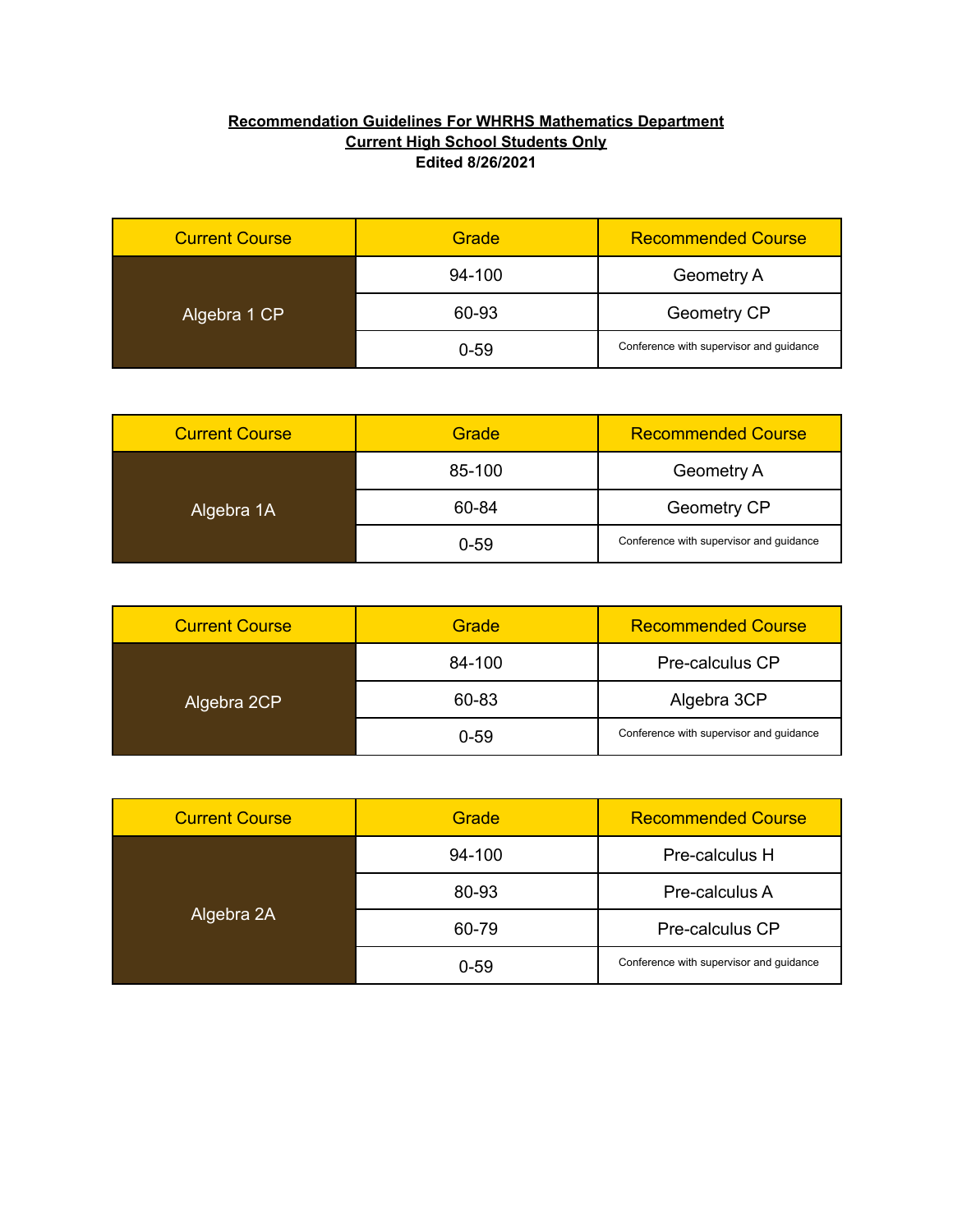**Recommendation Guidelines For WHRHS Mathematics Department**
**Current High School Students Only**
**Edited 8/26/2021**

| Current Course | Grade | Recommended Course |
|---|---|---|
| Algebra 1 CP | 94-100 | Geometry A |
| | 60-93 | Geometry CP |
| | 0-59 | Conference with supervisor and guidance |

| Current Course | Grade | Recommended Course |
|---|---|---|
| Algebra 1A | 85-100 | Geometry A |
| | 60-84 | Geometry CP |
| | 0-59 | Conference with supervisor and guidance |

| Current Course | Grade | Recommended Course |
|---|---|---|
| Algebra 2CP | 84-100 | Pre-calculus CP |
| | 60-83 | Algebra 3CP |
| | 0-59 | Conference with supervisor and guidance |

| Current Course | Grade | Recommended Course |
|---|---|---|
| Algebra 2A | 94-100 | Pre-calculus H |
| | 80-93 | Pre-calculus A |
| | 60-79 | Pre-calculus CP |
| | 0-59 | Conference with supervisor and guidance |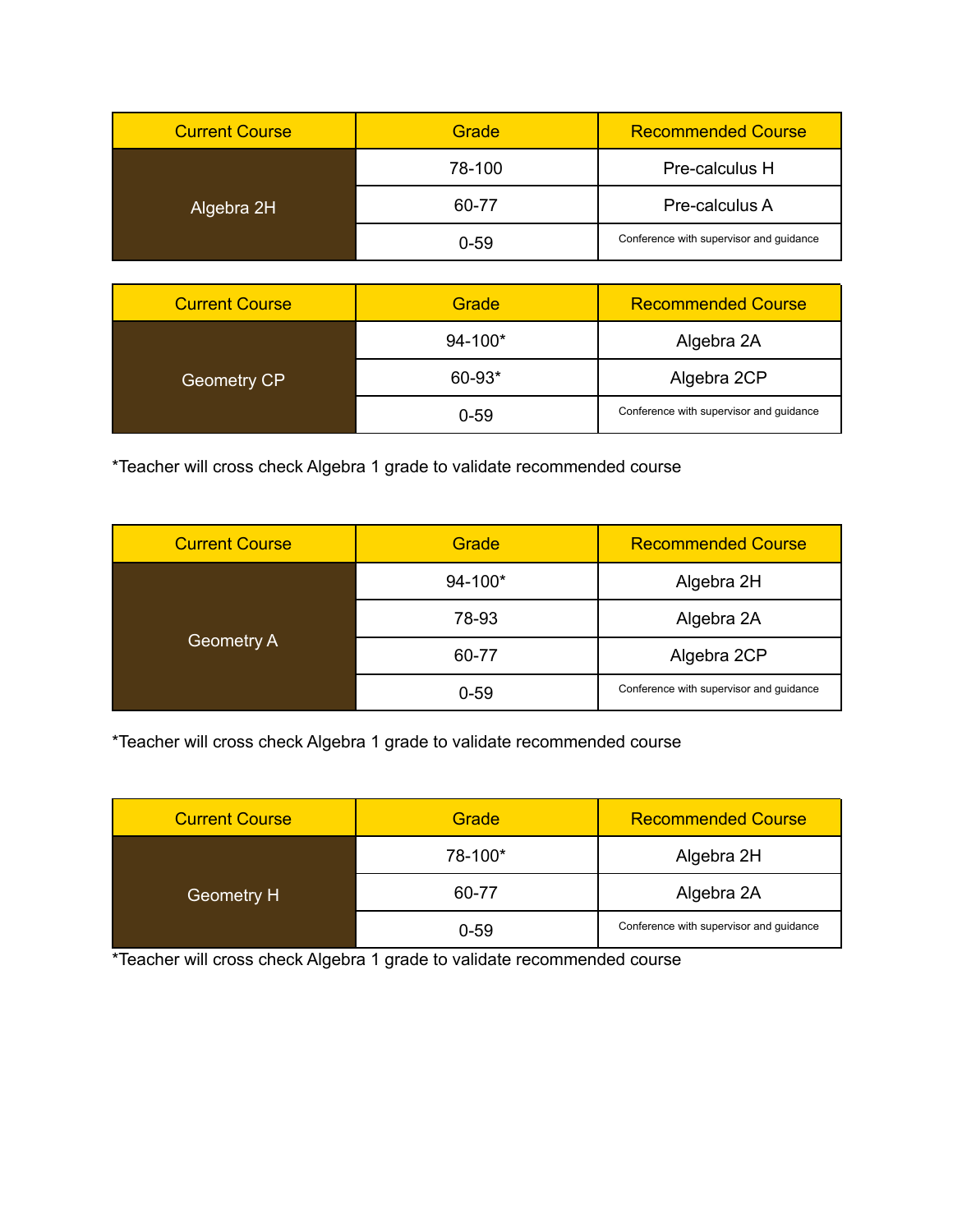| Current Course | Grade | Recommended Course |
|---|---|---|
| Algebra 2H | 78-100 | Pre-calculus H |
| | 60-77 | Pre-calculus A |
| | 0-59 | Conference with supervisor and guidance |

| Current Course | Grade | Recommended Course |
|---|---|---|
| Geometry CP | 94-100* | Algebra 2A |
| | 60-93* | Algebra 2CP |
| | 0-59 | Conference with supervisor and guidance |

*Teacher will cross check Algebra 1 grade to validate recommended course

| Current Course | Grade | Recommended Course |
|---|---|---|
| Geometry A | 94-100* | Algebra 2H |
| | 78-93 | Algebra 2A |
| | 60-77 | Algebra 2CP |
| | 0-59 | Conference with supervisor and guidance |

*Teacher will cross check Algebra 1 grade to validate recommended course

| Current Course | Grade | Recommended Course |
|---|---|---|
| Geometry H | 78-100* | Algebra 2H |
| | 60-77 | Algebra 2A |
| | 0-59 | Conference with supervisor and guidance |

*Teacher will cross check Algebra 1 grade to validate recommended course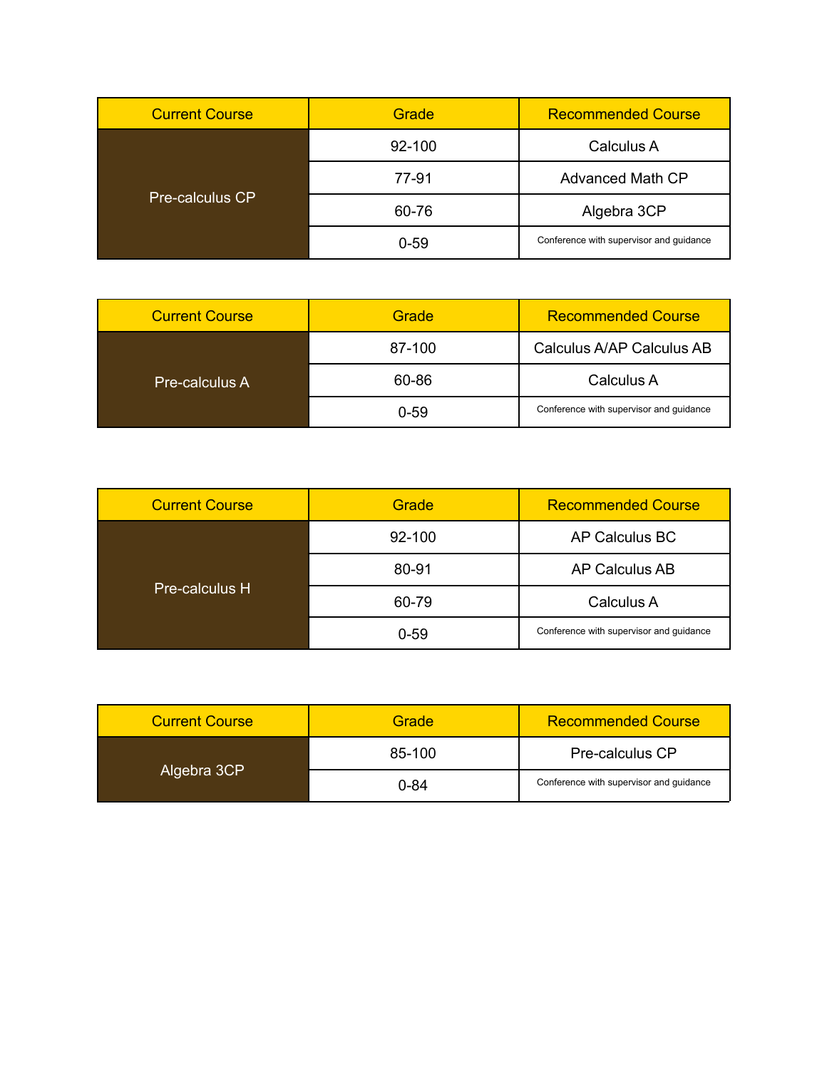| Current Course | Grade | Recommended Course |
|---|---|---|
| Pre-calculus CP | 92-100 | Calculus A |
| | 77-91 | Advanced Math CP |
| | 60-76 | Algebra 3CP |
| | 0-59 | Conference with supervisor and guidance |

| Current Course | Grade | Recommended Course |
|---|---|---|
| Pre-calculus A | 87-100 | Calculus A/AP Calculus AB |
| | 60-86 | Calculus A |
| | 0-59 | Conference with supervisor and guidance |

| Current Course | Grade | Recommended Course |
|---|---|---|
| Pre-calculus H | 92-100 | AP Calculus BC |
| | 80-91 | AP Calculus AB |
| | 60-79 | Calculus A |
| | 0-59 | Conference with supervisor and guidance |

| Current Course | Grade | Recommended Course |
|---|---|---|
| Algebra 3CP | 85-100 | Pre-calculus CP |
| | 0-84 | Conference with supervisor and guidance |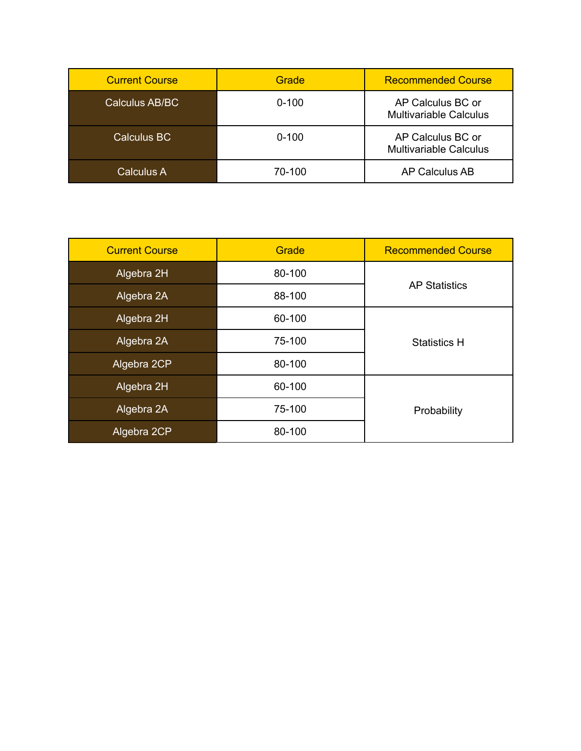| Current Course | Grade | Recommended Course |
|---|---|---|
| Calculus AB/BC | 0-100 | AP Calculus BC or Multivariable Calculus |
| Calculus BC | 0-100 | AP Calculus BC or Multivariable Calculus |
| Calculus A | 70-100 | AP Calculus AB |

| Current Course | Grade | Recommended Course |
|---|---|---|
| Algebra 2H | 80-100 | AP Statistics |
| Algebra 2A | 88-100 | |
| Algebra 2H | 60-100 | Statistics H |
| Algebra 2A | 75-100 | |
| Algebra 2CP | 80-100 | |
| Algebra 2H | 60-100 | Probability |
| Algebra 2A | 75-100 | |
| Algebra 2CP | 80-100 | |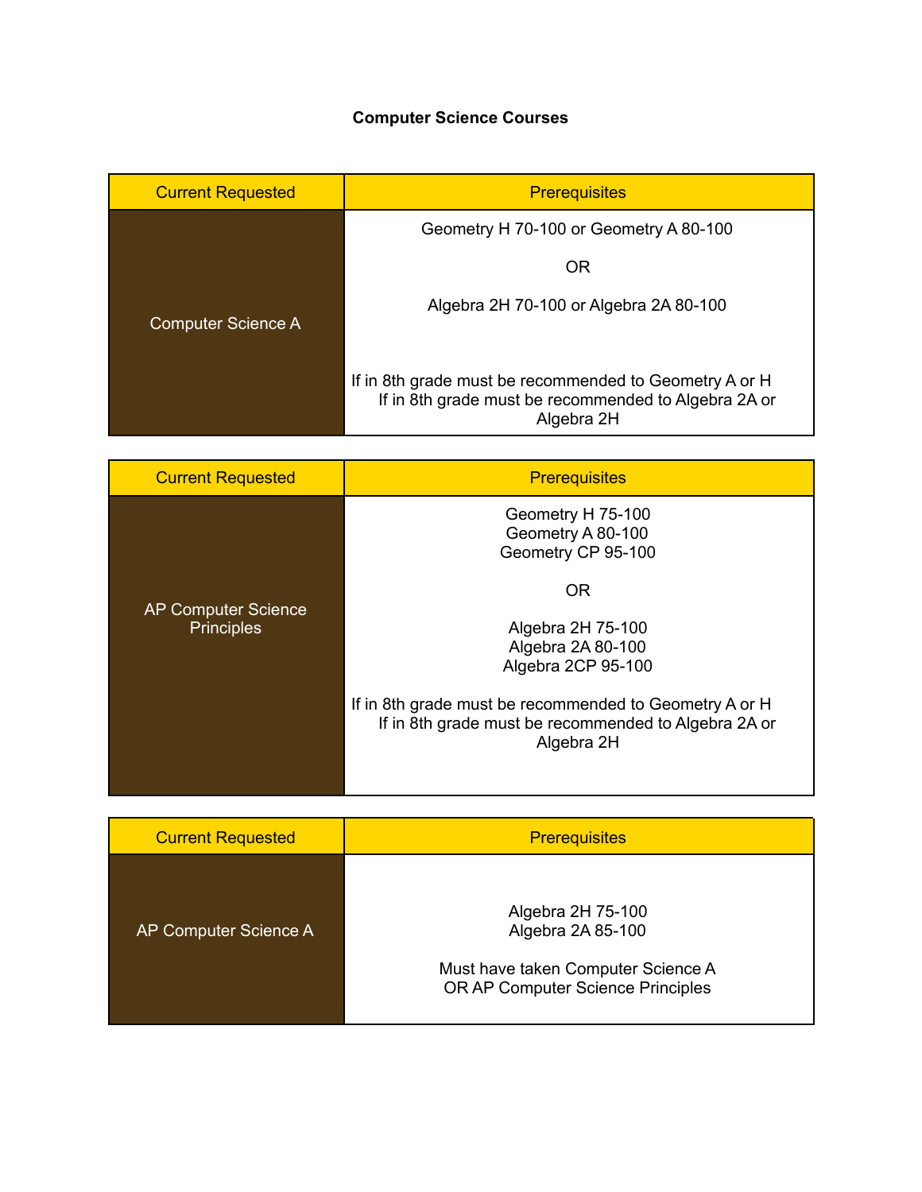**Computer Science Courses**

| Current Requested | Prerequisites |
| --- | --- |
| Computer Science A | Geometry H 70-100 or Geometry A 80-100<br><br>OR<br><br>Algebra 2H 70-100 or Algebra 2A 80-100<br><br>If in 8th grade must be recommended to Geometry A or H<br>If in 8th grade must be recommended to Algebra 2A or Algebra 2H |

| Current Requested | Prerequisites |
| --- | --- |
| AP Computer Science Principles | Geometry H 75-100<br>Geometry A 80-100<br>Geometry CP 95-100<br><br>OR<br><br>Algebra 2H 75-100<br>Algebra 2A 80-100<br>Algebra 2CP 95-100<br><br>If in 8th grade must be recommended to Geometry A or H<br>If in 8th grade must be recommended to Algebra 2A or Algebra 2H |

| Current Requested | Prerequisites |
| --- | --- |
| AP Computer Science A | Algebra 2H 75-100<br>Algebra 2A 85-100<br><br>Must have taken Computer Science A OR AP Computer Science Principles |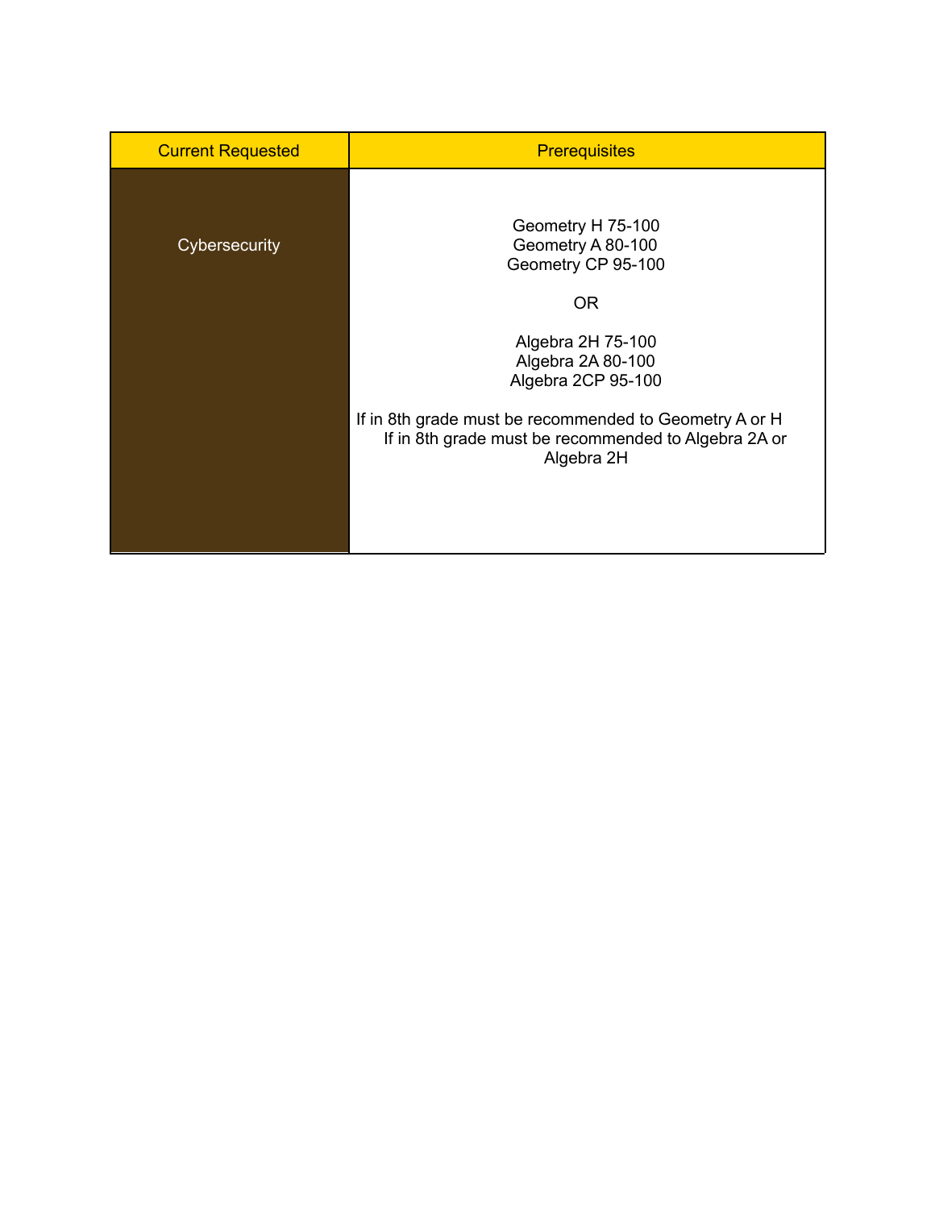| Current Requested | Prerequisites |
|---|---|
| Cybersecurity | Geometry H 75-100<br>Geometry A 80-100<br>Geometry CP 95-100<br><br>OR<br><br>Algebra 2H 75-100<br>Algebra 2A 80-100<br>Algebra 2CP 95-100<br><br>If in 8th grade must be recommended to Geometry A or H<br>If in 8th grade must be recommended to Algebra 2A or Algebra 2H |